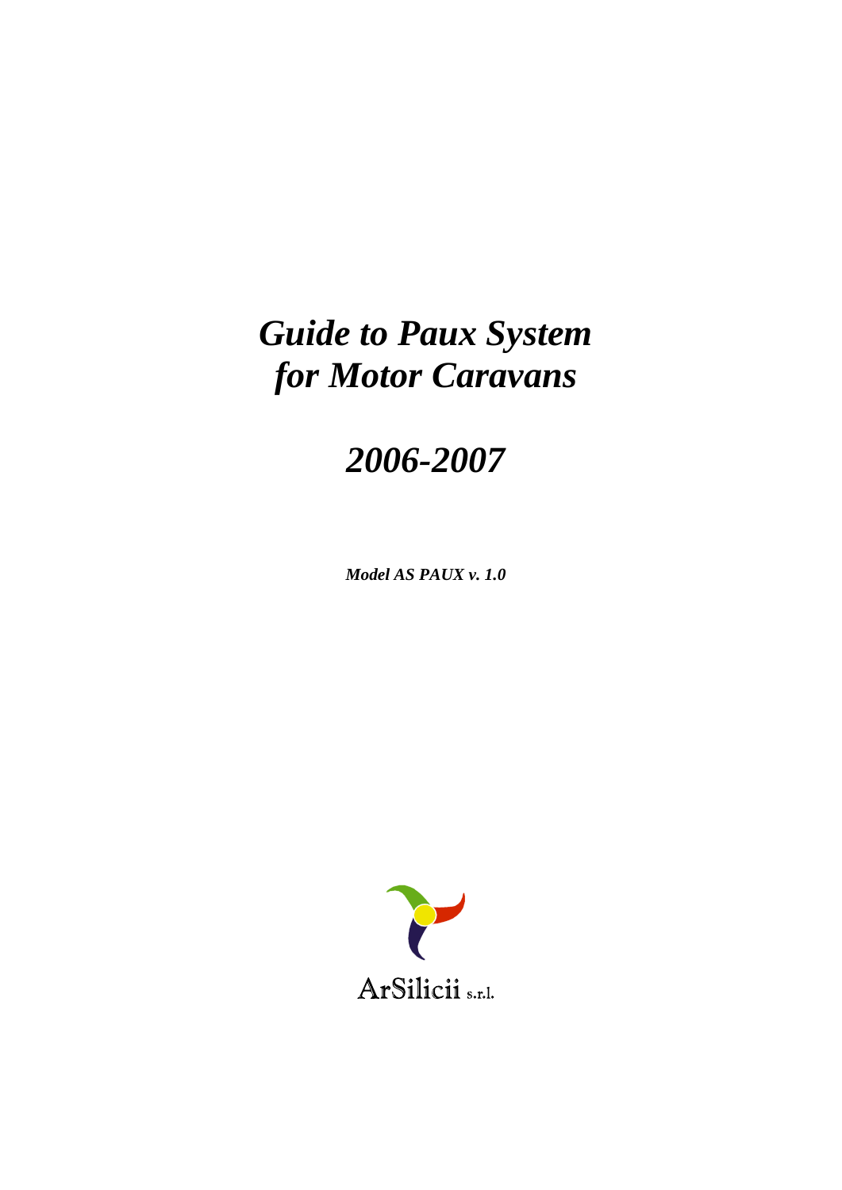# *Guide to Paux System for Motor Caravans*

# *2006-2007*

***Model AS PAUX v. 1.0***

ArSilicii s.r.l.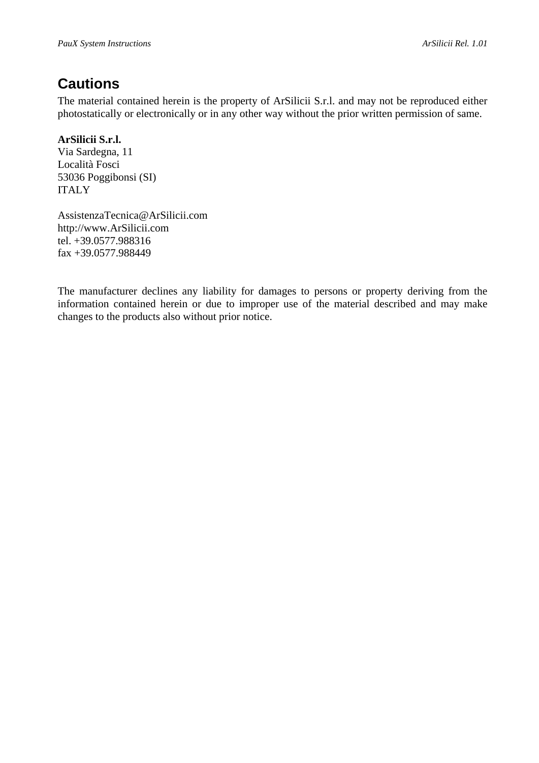## Cautions

The material contained herein is the property of ArSilicii S.r.l. and may not be reproduced either photostatically or electronically or in any other way without the prior written permission of same.

**ArSilicii S.r.l.**
Via Sardegna, 11
Località Fosci
53036 Poggibonsi (SI)
ITALY

AssistenzaTecnica@ArSilicii.com
http://www.ArSilicii.com
tel. +39.0577.988316
fax +39.0577.988449

The manufacturer declines any liability for damages to persons or property deriving from the information contained herein or due to improper use of the material described and may make changes to the products also without prior notice.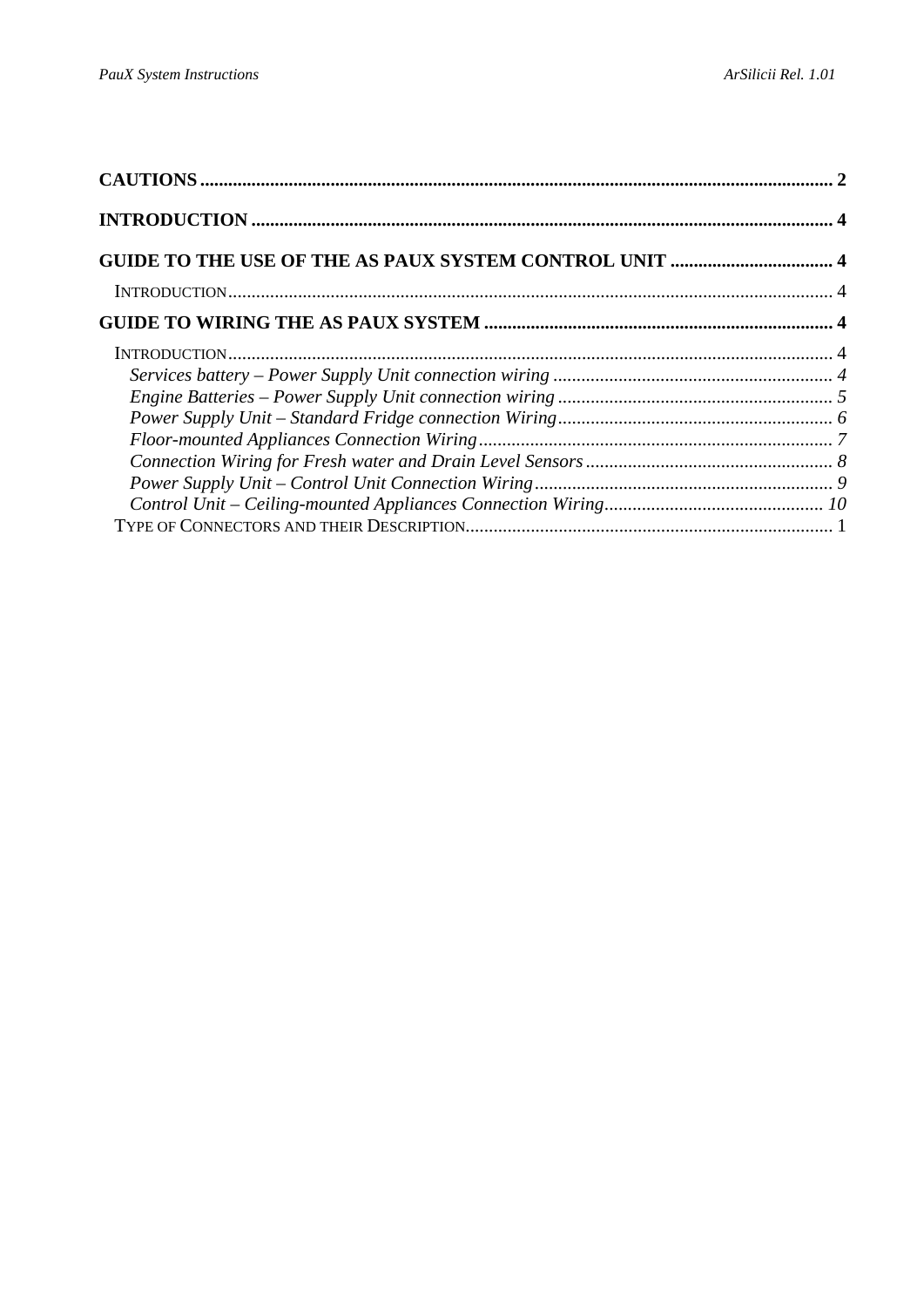**CAUTIONS** .......................................................................................................................................... 2

**INTRODUCTION** .................................................................................................................................. 4

**GUIDE TO THE USE OF THE AS PAUX SYSTEM CONTROL UNIT** .................................... 4

INTRODUCTION ........................................................................................................................................ 4

**GUIDE TO WIRING THE AS PAUX SYSTEM** ........................................................................... 4

INTRODUCTION ........................................................................................................................................ 4

*Services battery – Power Supply Unit connection wiring* ............................................................ 4

*Engine Batteries – Power Supply Unit connection wiring* ............................................................ 5

*Power Supply Unit – Standard Fridge connection Wiring* ............................................................ 6

*Floor-mounted Appliances Connection Wiring* ............................................................................. 7

*Connection Wiring for Fresh water and Drain Level Sensors* ...................................................... 8

*Power Supply Unit – Control Unit Connection Wiring* ................................................................. 9

*Control Unit – Ceiling-mounted Appliances Connection Wiring* ................................................ 10

TYPE OF CONNECTORS AND THEIR DESCRIPTION ................................................................................ 1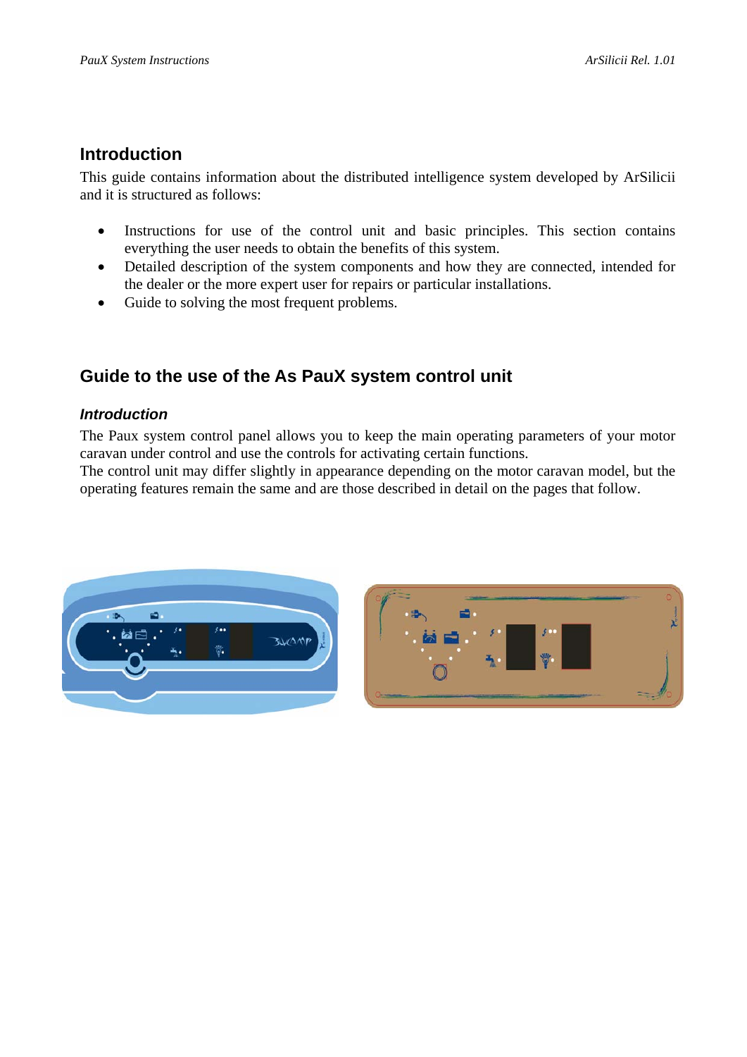## Introduction

This guide contains information about the distributed intelligence system developed by ArSilicii and it is structured as follows:

- Instructions for use of the control unit and basic principles. This section contains everything the user needs to obtain the benefits of this system.
- Detailed description of the system components and how they are connected, intended for the dealer or the more expert user for repairs or particular installations.
- Guide to solving the most frequent problems.

## Guide to the use of the As PauX system control unit

### *Introduction*

The Paux system control panel allows you to keep the main operating parameters of your motor caravan under control and use the controls for activating certain functions.
The control unit may differ slightly in appearance depending on the motor caravan model, but the operating features remain the same and are those described in detail on the pages that follow.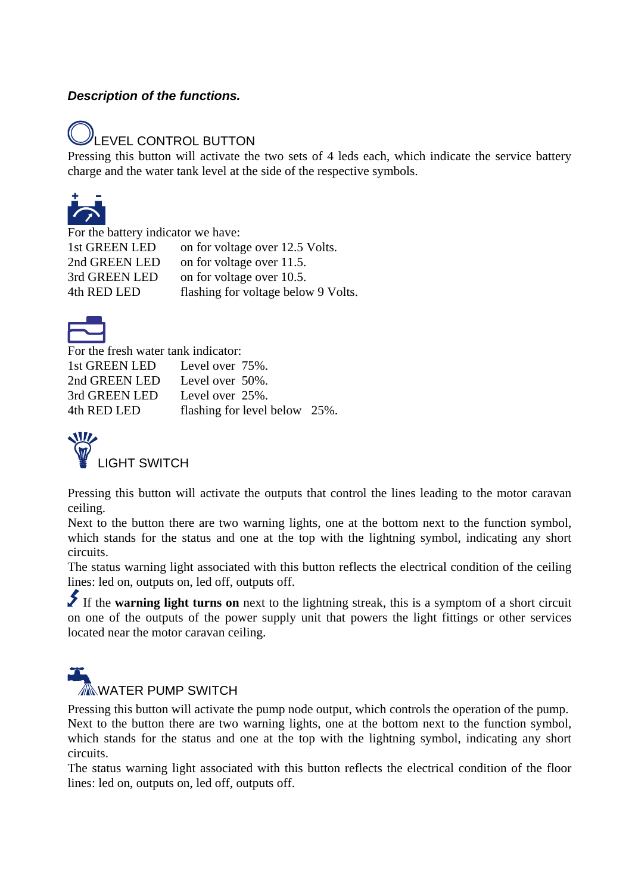***Description of the functions.***

### LEVEL CONTROL BUTTON

Pressing this button will activate the two sets of 4 leds each, which indicate the service battery charge and the water tank level at the side of the respective symbols.

For the battery indicator we have:

| | |
|---|---|
| 1st GREEN LED | on for voltage over 12.5 Volts. |
| 2nd GREEN LED | on for voltage over 11.5. |
| 3rd GREEN LED | on for voltage over 10.5. |
| 4th RED LED | flashing for voltage below 9 Volts. |

For the fresh water tank indicator:

| | |
|---|---|
| 1st GREEN LED | Level over 75%. |
| 2nd GREEN LED | Level over 50%. |
| 3rd GREEN LED | Level over 25%. |
| 4th RED LED | flashing for level below 25%. |

### LIGHT SWITCH

Pressing this button will activate the outputs that control the lines leading to the motor caravan ceiling.

Next to the button there are two warning lights, one at the bottom next to the function symbol, which stands for the status and one at the top with the lightning symbol, indicating any short circuits.

The status warning light associated with this button reflects the electrical condition of the ceiling lines: led on, outputs on, led off, outputs off.

If the **warning light turns on** next to the lightning streak, this is a symptom of a short circuit on one of the outputs of the power supply unit that powers the light fittings or other services located near the motor caravan ceiling.

### WATER PUMP SWITCH

Pressing this button will activate the pump node output, which controls the operation of the pump.

Next to the button there are two warning lights, one at the bottom next to the function symbol, which stands for the status and one at the top with the lightning symbol, indicating any short circuits.

The status warning light associated with this button reflects the electrical condition of the floor lines: led on, outputs on, led off, outputs off.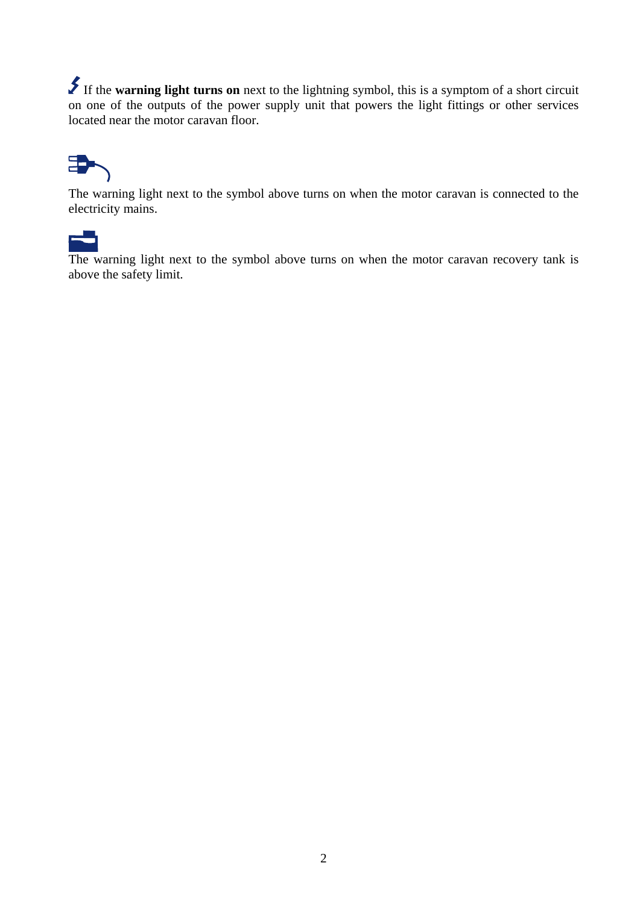If the **warning light turns on** next to the lightning symbol, this is a symptom of a short circuit on one of the outputs of the power supply unit that powers the light fittings or other services located near the motor caravan floor.

The warning light next to the symbol above turns on when the motor caravan is connected to the electricity mains.

The warning light next to the symbol above turns on when the motor caravan recovery tank is above the safety limit.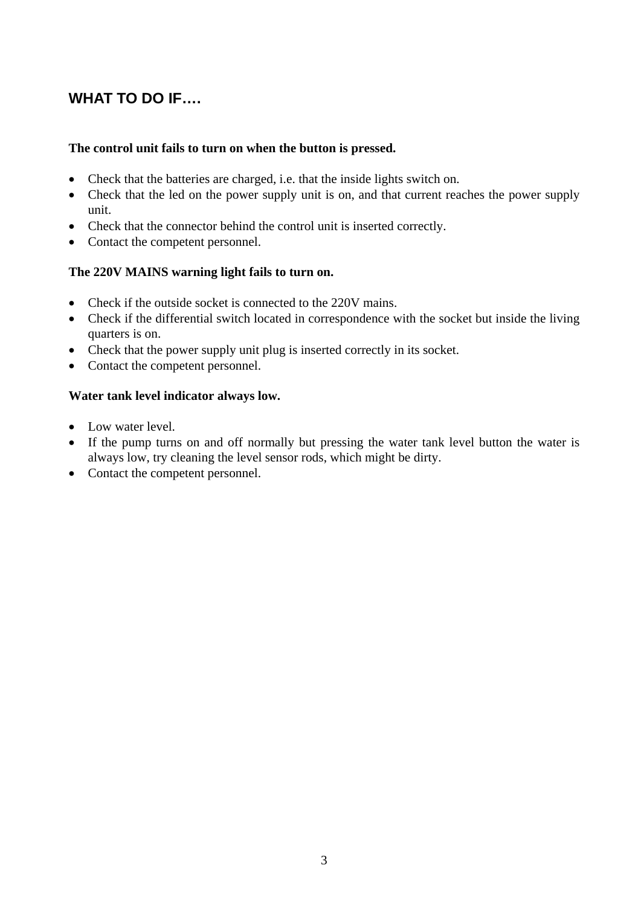## WHAT TO DO IF….

**The control unit fails to turn on when the button is pressed.**

- Check that the batteries are charged, i.e. that the inside lights switch on.
- Check that the led on the power supply unit is on, and that current reaches the power supply unit.
- Check that the connector behind the control unit is inserted correctly.
- Contact the competent personnel.

**The 220V MAINS warning light fails to turn on.**

- Check if the outside socket is connected to the 220V mains.
- Check if the differential switch located in correspondence with the socket but inside the living quarters is on.
- Check that the power supply unit plug is inserted correctly in its socket.
- Contact the competent personnel.

**Water tank level indicator always low.**

- Low water level.
- If the pump turns on and off normally but pressing the water tank level button the water is always low, try cleaning the level sensor rods, which might be dirty.
- Contact the competent personnel.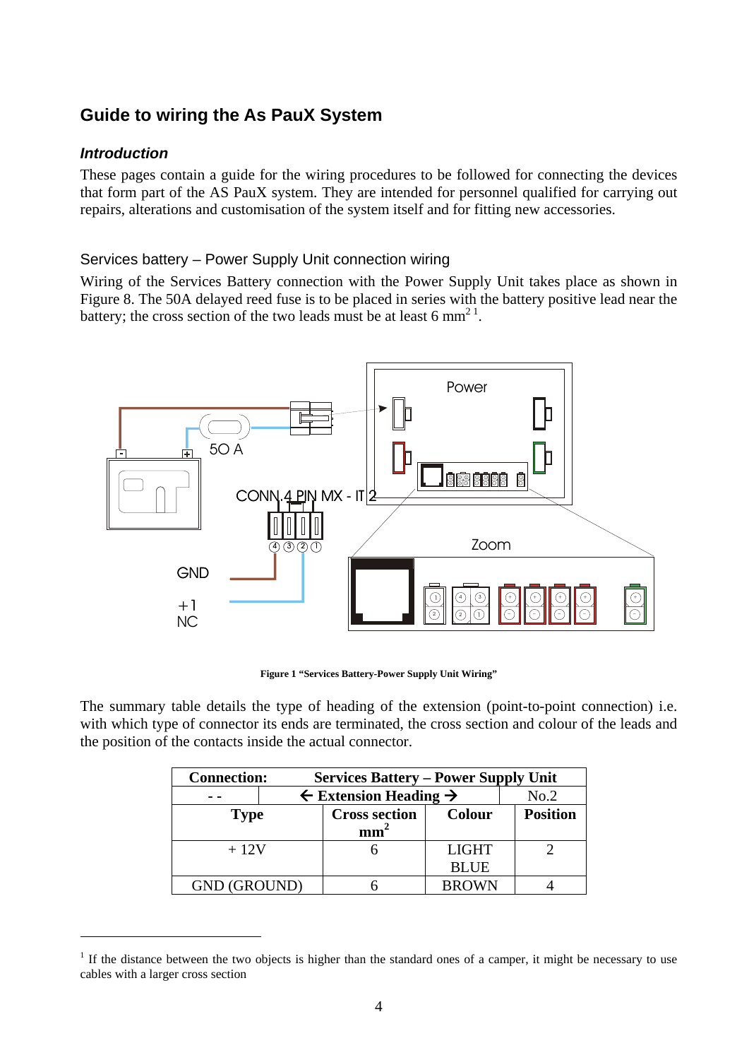## Guide to wiring the As PauX System

### *Introduction*

These pages contain a guide for the wiring procedures to be followed for connecting the devices that form part of the AS PauX system. They are intended for personnel qualified for carrying out repairs, alterations and customisation of the system itself and for fitting new accessories.

### Services battery – Power Supply Unit connection wiring

Wiring of the Services Battery connection with the Power Supply Unit takes place as shown in Figure 8. The 50A delayed reed fuse is to be placed in series with the battery positive lead near the battery; the cross section of the two leads must be at least 6 mm$^2$ [1].

**Figure 1 "Services Battery-Power Supply Unit Wiring"**

The summary table details the type of heading of the extension (point-to-point connection) i.e. with which type of connector its ends are terminated, the cross section and colour of the leads and the position of the contacts inside the actual connector.

| **Connection:** | **Services Battery – Power Supply Unit** | | |
|---|---|---|---|
| - - | **← Extension Heading →** | | No.2 |
| **Type** | **Cross section mm$^2$** | **Colour** | **Position** |
| + 12V | 6 | LIGHT BLUE | 2 |
| GND (GROUND) | 6 | BROWN | 4 |

[1] If the distance between the two objects is higher than the standard ones of a camper, it might be necessary to use cables with a larger cross section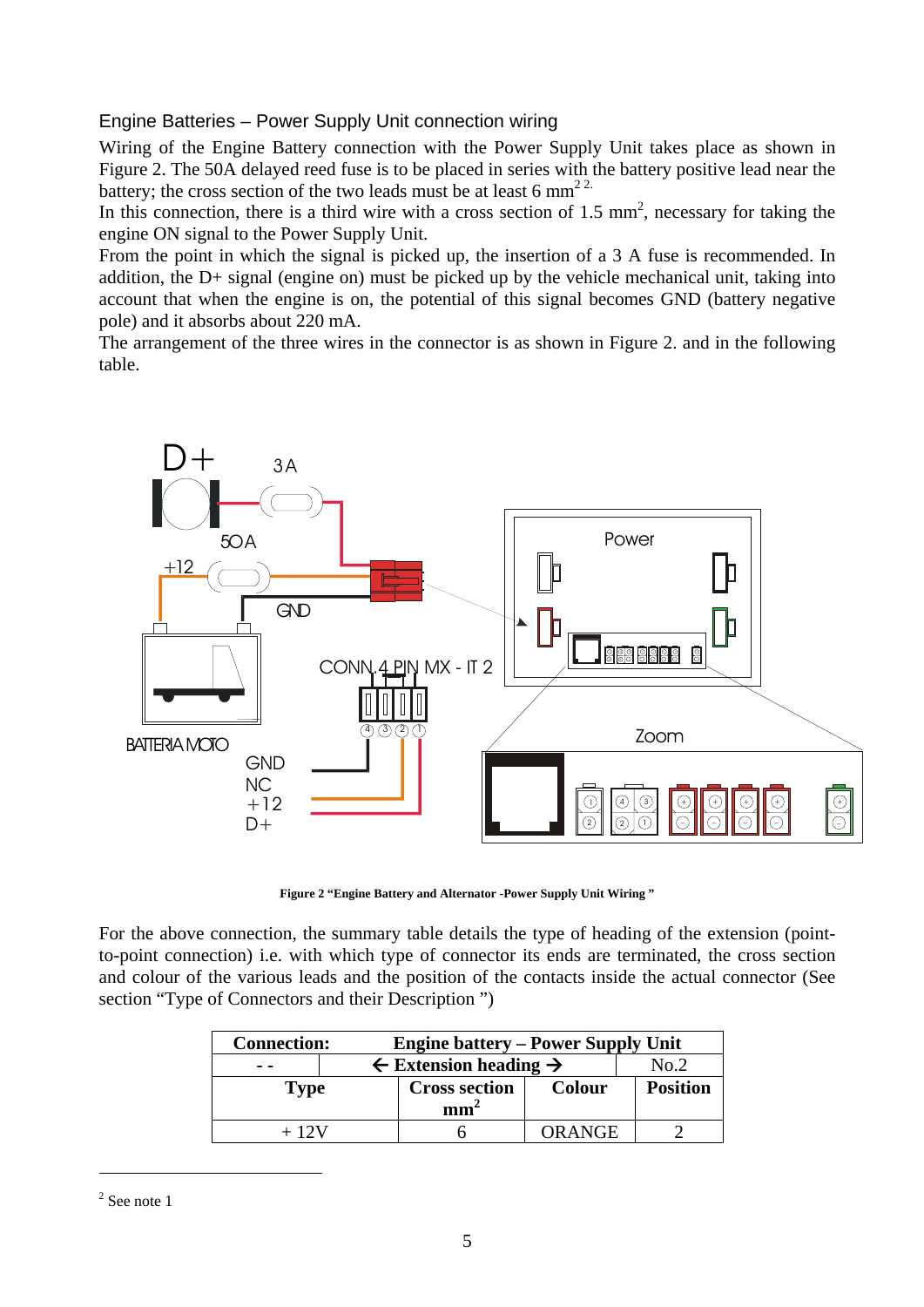## Engine Batteries – Power Supply Unit connection wiring

Wiring of the Engine Battery connection with the Power Supply Unit takes place as shown in Figure 2. The 50A delayed reed fuse is to be placed in series with the battery positive lead near the battery; the cross section of the two leads must be at least 6 mm$^2$ [2].

In this connection, there is a third wire with a cross section of 1.5 mm$^2$, necessary for taking the engine ON signal to the Power Supply Unit.

From the point in which the signal is picked up, the insertion of a 3 A fuse is recommended. In addition, the D+ signal (engine on) must be picked up by the vehicle mechanical unit, taking into account that when the engine is on, the potential of this signal becomes GND (battery negative pole) and it absorbs about 220 mA.

The arrangement of the three wires in the connector is as shown in Figure 2. and in the following table.

**Figure 2 "Engine Battery and Alternator -Power Supply Unit Wiring "**

For the above connection, the summary table details the type of heading of the extension (point-to-point connection) i.e. with which type of connector its ends are terminated, the cross section and colour of the various leads and the position of the contacts inside the actual connector (See section "Type of Connectors and their Description ")

| **Connection:** | **Engine battery – Power Supply Unit** | | |
|---|---|---|---|
| - - | **← Extension heading →** | | No.2 |
| **Type** | **Cross section mm$^2$** | **Colour** | **Position** |
| + 12V | 6 | ORANGE | 2 |

[2] See note 1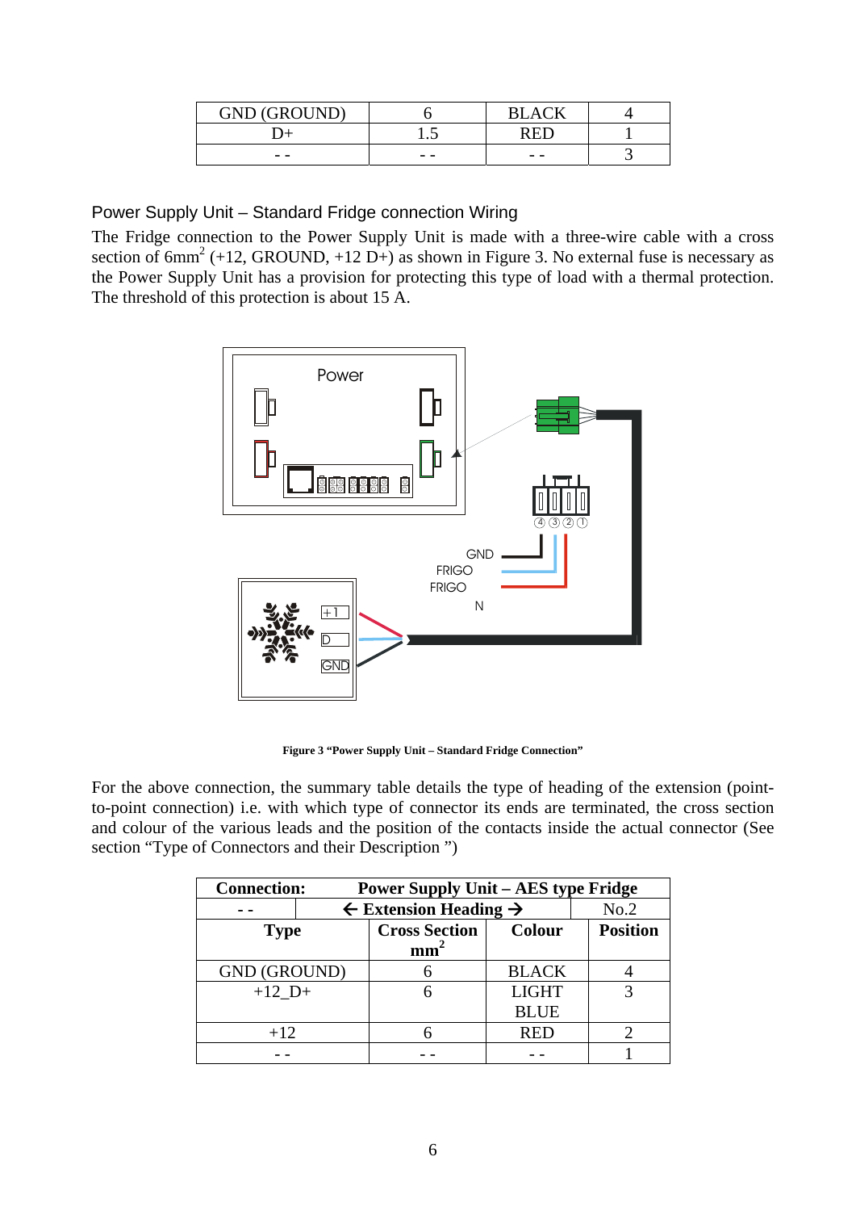| GND (GROUND) | 6 | BLACK | 4 |
|---|---|---|---|
| D+ | 1.5 | RED | 1 |
| - - | - - | - - | 3 |

## Power Supply Unit – Standard Fridge connection Wiring

The Fridge connection to the Power Supply Unit is made with a three-wire cable with a cross section of 6mm$^2$ (+12, GROUND, +12 D+) as shown in Figure 3. No external fuse is necessary as the Power Supply Unit has a provision for protecting this type of load with a thermal protection. The threshold of this protection is about 15 A.

**Figure 3 "Power Supply Unit – Standard Fridge Connection"**

For the above connection, the summary table details the type of heading of the extension (point-to-point connection) i.e. with which type of connector its ends are terminated, the cross section and colour of the various leads and the position of the contacts inside the actual connector (See section "Type of Connectors and their Description ")

| **Connection:** | **Power Supply Unit – AES type Fridge** | | |
|---|---|---|---|
| - - | **← Extension Heading →** | | No.2 |
| **Type** | **Cross Section mm$^2$** | **Colour** | **Position** |
| GND (GROUND) | 6 | BLACK | 4 |
| +12_D+ | 6 | LIGHT BLUE | 3 |
| +12 | 6 | RED | 2 |
| - - | - - | - - | 1 |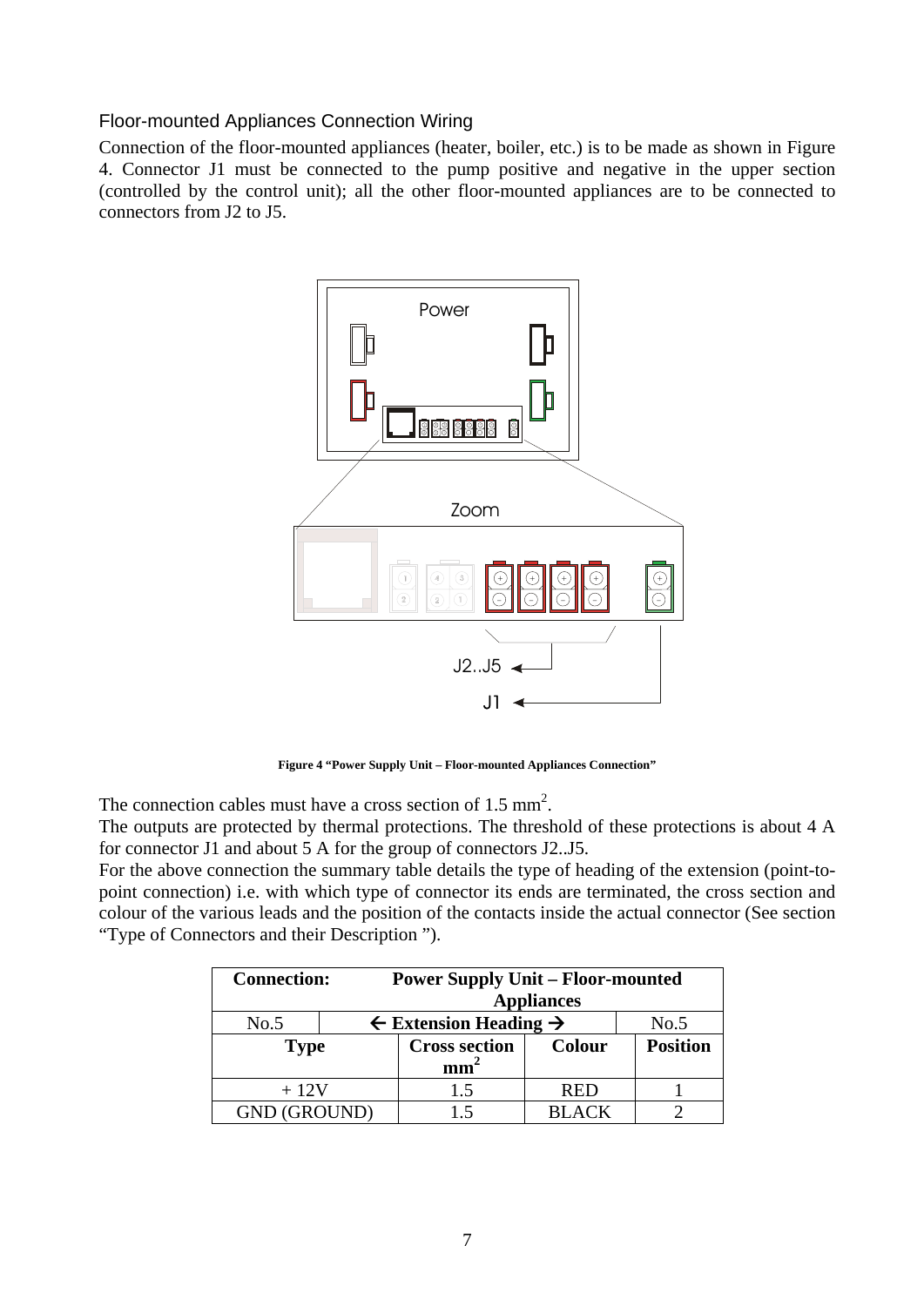### Floor-mounted Appliances Connection Wiring

Connection of the floor-mounted appliances (heater, boiler, etc.) is to be made as shown in Figure 4. Connector J1 must be connected to the pump positive and negative in the upper section (controlled by the control unit); all the other floor-mounted appliances are to be connected to connectors from J2 to J5.

**Figure 4 "Power Supply Unit – Floor-mounted Appliances Connection"**

The connection cables must have a cross section of 1.5 mm$^2$.

The outputs are protected by thermal protections. The threshold of these protections is about 4 A for connector J1 and about 5 A for the group of connectors J2..J5.

For the above connection the summary table details the type of heading of the extension (point-to-point connection) i.e. with which type of connector its ends are terminated, the cross section and colour of the various leads and the position of the contacts inside the actual connector (See section "Type of Connectors and their Description ").

| **Connection:** | **Power Supply Unit – Floor-mounted Appliances** | | |
|---|---|---|---|
| No.5 | **← Extension Heading →** | | No.5 |
| **Type** | **Cross section mm$^2$** | **Colour** | **Position** |
| + 12V | 1.5 | RED | 1 |
| GND (GROUND) | 1.5 | BLACK | 2 |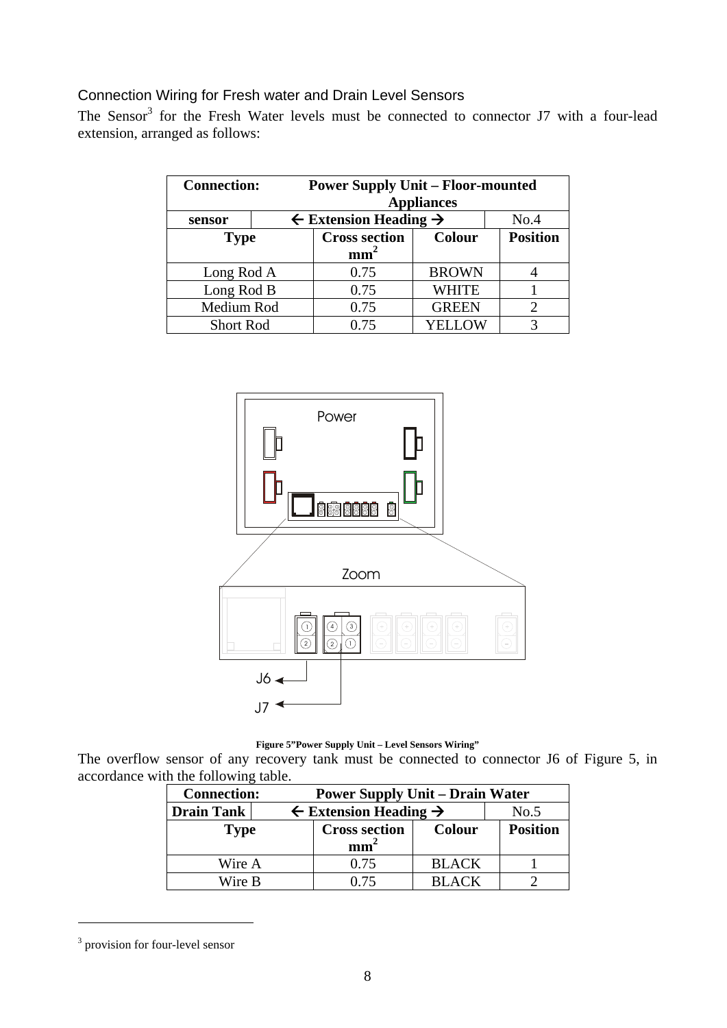## Connection Wiring for Fresh water and Drain Level Sensors

The Sensor[3] for the Fresh Water levels must be connected to connector J7 with a four-lead extension, arranged as follows:

| **Connection:** | **Power Supply Unit – Floor-mounted Appliances** | | |
|---|---|---|---|
| **sensor** | **← Extension Heading →** | | No.4 |
| **Type** | **Cross section mm²** | **Colour** | **Position** |
| Long Rod A | 0.75 | BROWN | 4 |
| Long Rod B | 0.75 | WHITE | 1 |
| Medium Rod | 0.75 | GREEN | 2 |
| Short Rod | 0.75 | YELLOW | 3 |

Power

Zoom

J6

J7

**Figure 5"Power Supply Unit – Level Sensors Wiring"**

The overflow sensor of any recovery tank must be connected to connector J6 of Figure 5, in accordance with the following table.

| **Connection:** | **Power Supply Unit – Drain Water** | | |
|---|---|---|---|
| **Drain Tank** | **← Extension Heading →** | | No.5 |
| **Type** | **Cross section mm²** | **Colour** | **Position** |
| Wire A | 0.75 | BLACK | 1 |
| Wire B | 0.75 | BLACK | 2 |

[3] provision for four-level sensor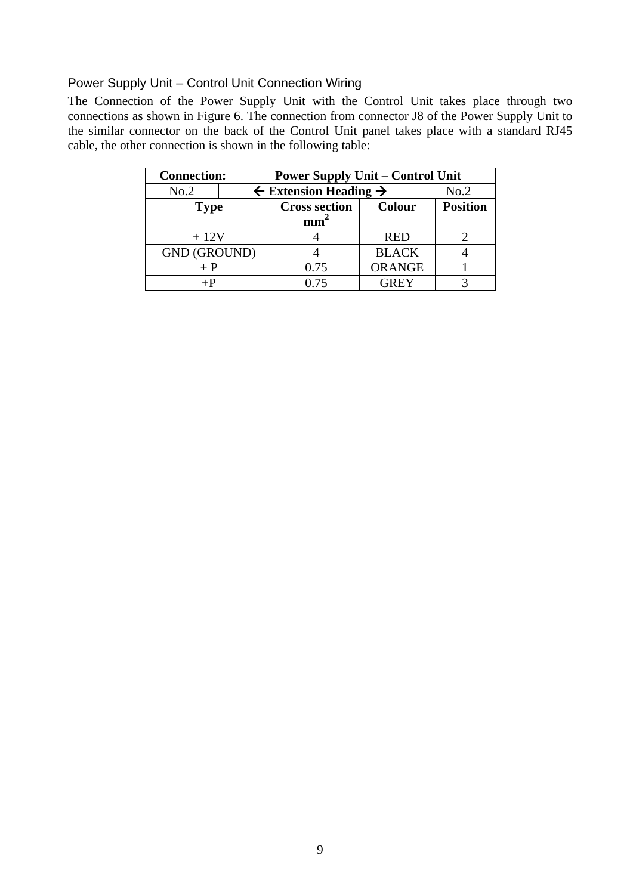## Power Supply Unit – Control Unit Connection Wiring

The Connection of the Power Supply Unit with the Control Unit takes place through two connections as shown in Figure 6. The connection from connector J8 of the Power Supply Unit to the similar connector on the back of the Control Unit panel takes place with a standard RJ45 cable, the other connection is shown in the following table:

| **Connection:** | **Power Supply Unit – Control Unit** | | |
|---|---|---|---|
| No.2 | ← **Extension Heading** → | | No.2 |
| **Type** | **Cross section $mm^2$** | **Colour** | **Position** |
| + 12V | 4 | RED | 2 |
| GND (GROUND) | 4 | BLACK | 4 |
| + P | 0.75 | ORANGE | 1 |
| +P | 0.75 | GREY | 3 |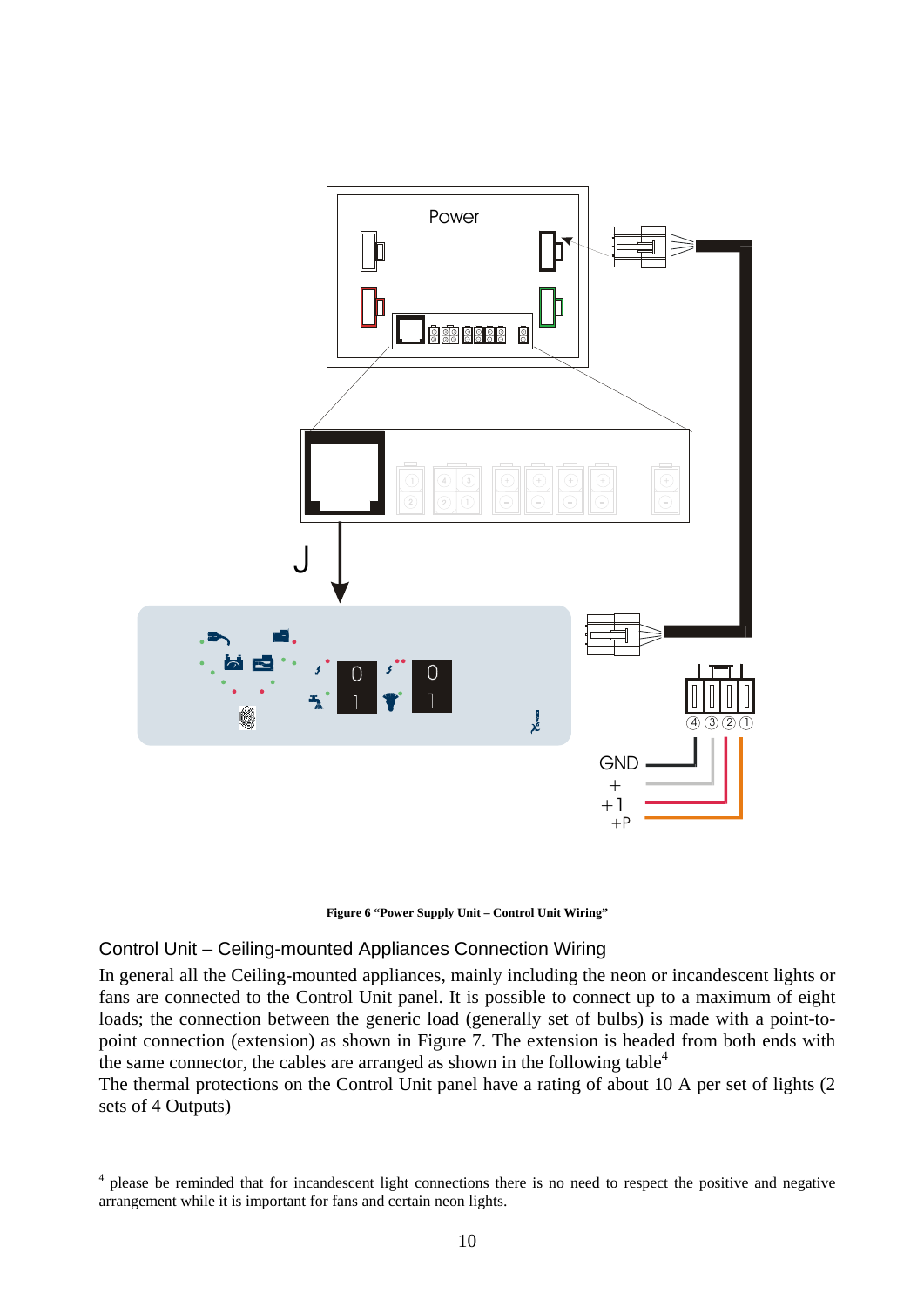Figure 6 “Power Supply Unit – Control Unit Wiring”

### Control Unit – Ceiling-mounted Appliances Connection Wiring

In general all the Ceiling-mounted appliances, mainly including the neon or incandescent lights or fans are connected to the Control Unit panel. It is possible to connect up to a maximum of eight loads; the connection between the generic load (generally set of bulbs) is made with a point-to-point connection (extension) as shown in Figure 7. The extension is headed from both ends with the same connector, the cables are arranged as shown in the following table[4]

The thermal protections on the Control Unit panel have a rating of about 10 A per set of lights (2 sets of 4 Outputs)

[4] please be reminded that for incandescent light connections there is no need to respect the positive and negative arrangement while it is important for fans and certain neon lights.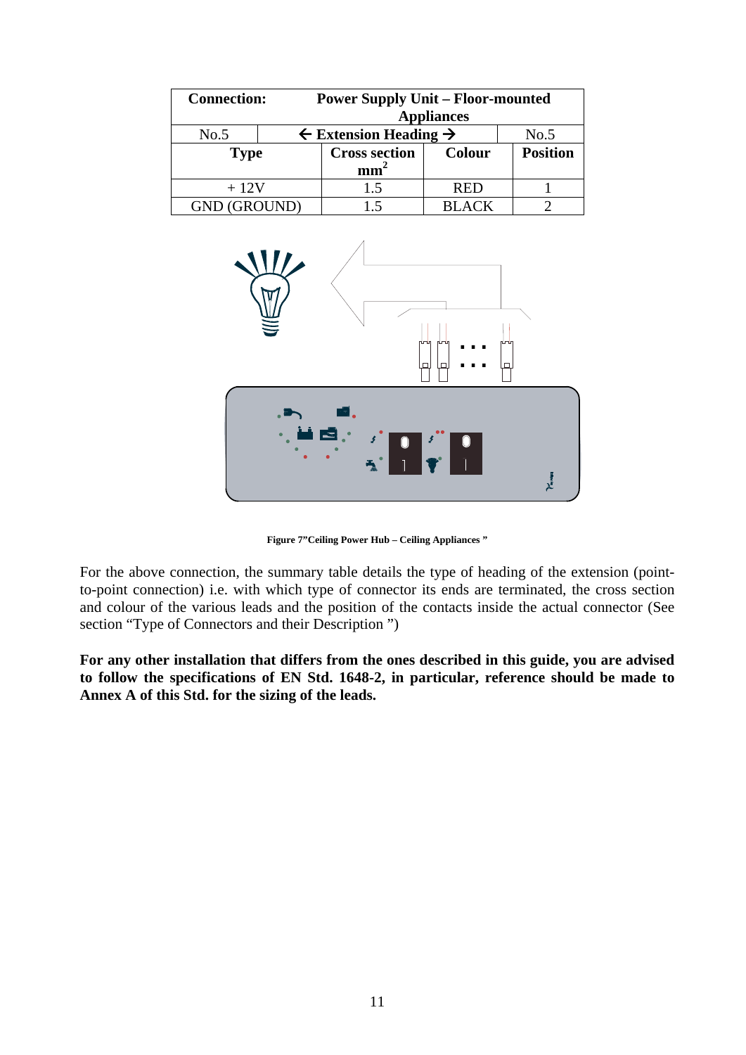| Connection: | Power Supply Unit – Floor-mounted Appliances | | |
|---|---|---|---|
| No.5 | ← Extension Heading → | | No.5 |
| **Type** | **Cross section $mm^2$** | **Colour** | **Position** |
| + 12V | 1.5 | RED | 1 |
| GND (GROUND) | 1.5 | BLACK | 2 |

**Figure 7"Ceiling Power Hub – Ceiling Appliances "**

For the above connection, the summary table details the type of heading of the extension (point-to-point connection) i.e. with which type of connector its ends are terminated, the cross section and colour of the various leads and the position of the contacts inside the actual connector (See section "Type of Connectors and their Description ")

**For any other installation that differs from the ones described in this guide, you are advised to follow the specifications of EN Std. 1648-2, in particular, reference should be made to Annex A of this Std. for the sizing of the leads.**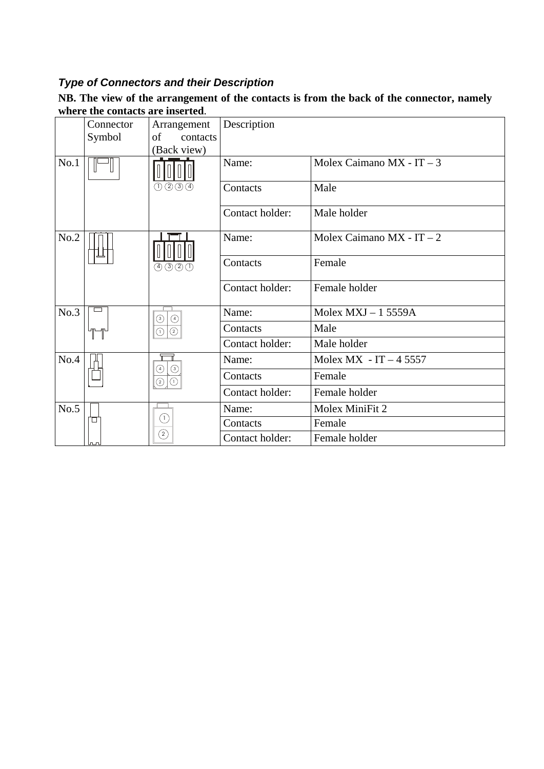### *Type of Connectors and their Description*

**NB. The view of the arrangement of the contacts is from the back of the connector, namely where the contacts are inserted**.

| | Connector Symbol | Arrangement of contacts (Back view) | Description | |
|---|---|---|---|---|
| No.1 | | 1 2 3 4 | Name: | Molex Caimano MX - IT – 3 |
| | | | Contacts | Male |
| | | | Contact holder: | Male holder |
| No.2 | | 4 3 2 1 | Name: | Molex Caimano MX - IT – 2 |
| | | | Contacts | Female |
| | | | Contact holder: | Female holder |
| No.3 | | 3 4 / 1 2 | Name: | Molex MXJ – 1 5559A |
| | | | Contacts | Male |
| | | | Contact holder: | Male holder |
| No.4 | | 4 3 / 2 1 | Name: | Molex MX - IT – 4 5557 |
| | | | Contacts | Female |
| | | | Contact holder: | Female holder |
| No.5 | | 1 / 2 | Name: | Molex MiniFit 2 |
| | | | Contacts | Female |
| | | | Contact holder: | Female holder |